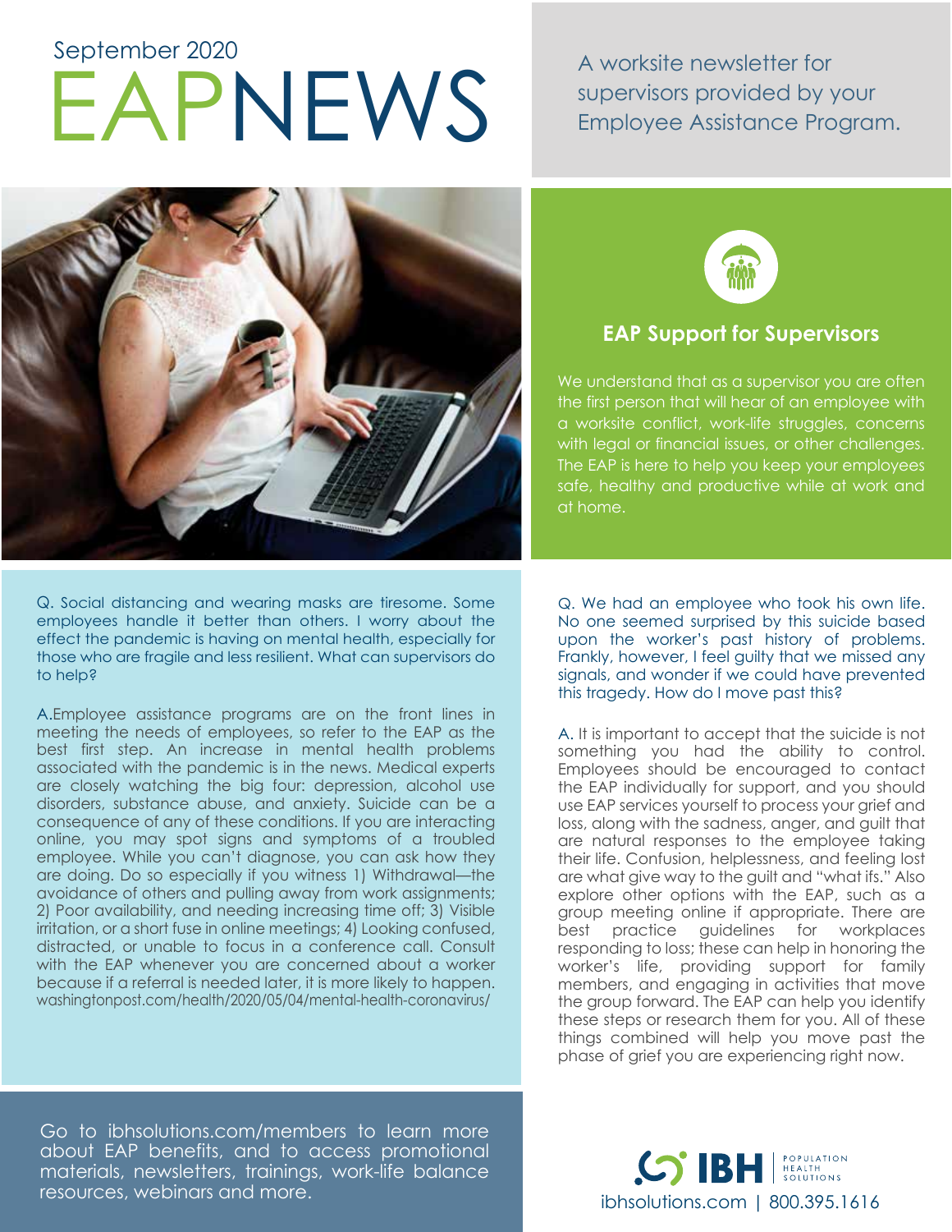September 2020

# EAPNEWS

A worksite newsletter for supervisors provided by your Employee Assistance Program.

## EAP Support for Supervisors

We understand that as a supervisor you are often the first person that will hear of an employee with a worksite conflict, work-life struggles, concerns with legal or financial issues, or other challenges. The EAP is here to help you keep your employees safe, healthy and productive while at work and at home.

Q. Social distancing and wearing masks are tiresome. Some employees handle it better than others. I worry about the effect the pandemic is having on mental health, especially for those who are fragile and less resilient. What can supervisors do to help?

A.Employee assistance programs are on the front lines in meeting the needs of employees, so refer to the EAP as the best first step. An increase in mental health problems associated with the pandemic is in the news. Medical experts are closely watching the big four: depression, alcohol use disorders, substance abuse, and anxiety. Suicide can be a consequence of any of these conditions. If you are interacting online, you may spot signs and symptoms of a troubled employee. While you can't diagnose, you can ask how they are doing. Do so especially if you witness 1) Withdrawal—the avoidance of others and pulling away from work assignments; 2) Poor availability, and needing increasing time off; 3) Visible irritation, or a short fuse in online meetings; 4) Looking confused, distracted, or unable to focus in a conference call. Consult with the EAP whenever you are concerned about a worker because if a referral is needed later, it is more likely to happen. washingtonpost.com/health/2020/05/04/mental-health-coronavirus/

Q. We had an employee who took his own life. No one seemed surprised by this suicide based upon the worker's past history of problems. Frankly, however, I feel guilty that we missed any signals, and wonder if we could have prevented this tragedy. How do I move past this?

A. It is important to accept that the suicide is not something you had the ability to control. Employees should be encouraged to contact the EAP individually for support, and you should use EAP services yourself to process your grief and loss, along with the sadness, anger, and guilt that are natural responses to the employee taking their life. Confusion, helplessness, and feeling lost are what give way to the guilt and "what ifs." Also explore other options with the EAP, such as a group meeting online if appropriate. There are best practice guidelines for workplaces responding to loss; these can help in honoring the worker's life, providing support for family members, and engaging in activities that move the group forward. The EAP can help you identify these steps or research them for you. All of these things combined will help you move past the phase of grief you are experiencing right now.

Go to ibhsolutions.com/members to learn more about EAP benefits, and to access promotional materials, newsletters, trainings, work-life balance resources, webinars and more.

IBH POPULATION HEALTH SOLUTIONS
ibhsolutions.com | 800.395.1616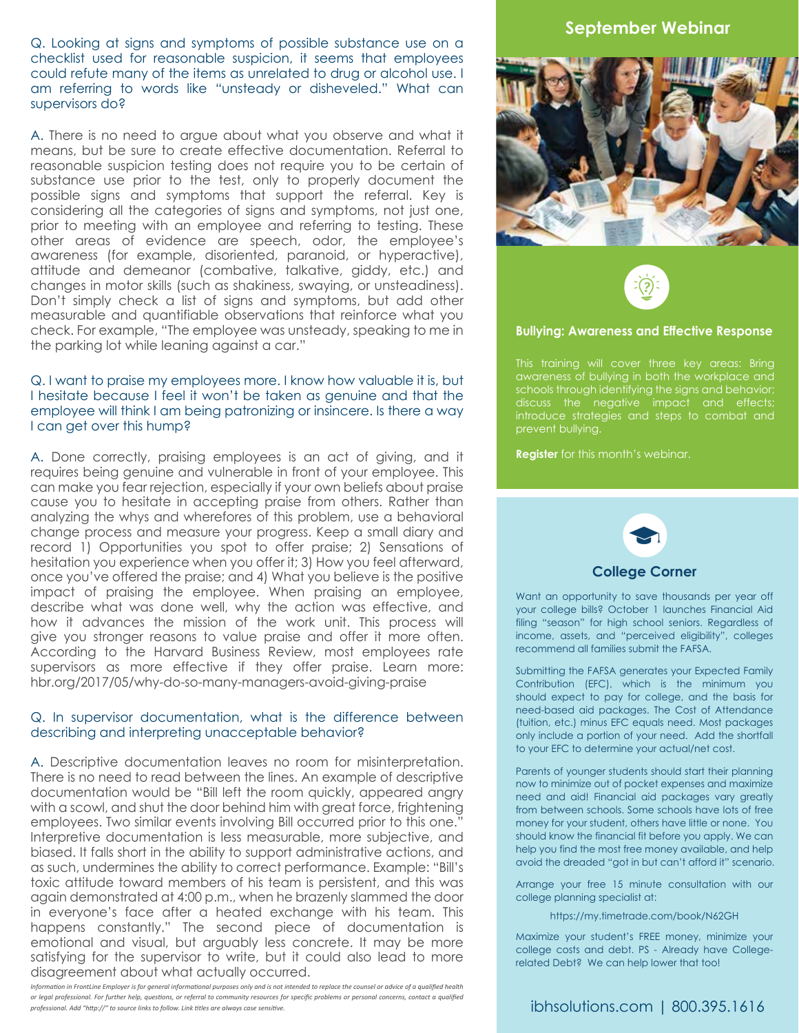Q. Looking at signs and symptoms of possible substance use on a checklist used for reasonable suspicion, it seems that employees could refute many of the items as unrelated to drug or alcohol use. I am referring to words like "unsteady or disheveled." What can supervisors do?

A. There is no need to argue about what you observe and what it means, but be sure to create effective documentation. Referral to reasonable suspicion testing does not require you to be certain of substance use prior to the test, only to properly document the possible signs and symptoms that support the referral. Key is considering all the categories of signs and symptoms, not just one, prior to meeting with an employee and referring to testing. These other areas of evidence are speech, odor, the employee's awareness (for example, disoriented, paranoid, or hyperactive), attitude and demeanor (combative, talkative, giddy, etc.) and changes in motor skills (such as shakiness, swaying, or unsteadiness). Don't simply check a list of signs and symptoms, but add other measurable and quantifiable observations that reinforce what you check. For example, "The employee was unsteady, speaking to me in the parking lot while leaning against a car."

Q. I want to praise my employees more. I know how valuable it is, but I hesitate because I feel it won't be taken as genuine and that the employee will think I am being patronizing or insincere. Is there a way I can get over this hump?

A. Done correctly, praising employees is an act of giving, and it requires being genuine and vulnerable in front of your employee. This can make you fear rejection, especially if your own beliefs about praise cause you to hesitate in accepting praise from others. Rather than analyzing the whys and wherefores of this problem, use a behavioral change process and measure your progress. Keep a small diary and record 1) Opportunities you spot to offer praise; 2) Sensations of hesitation you experience when you offer it; 3) How you feel afterward, once you've offered the praise; and 4) What you believe is the positive impact of praising the employee. When praising an employee, describe what was done well, why the action was effective, and how it advances the mission of the work unit. This process will give you stronger reasons to value praise and offer it more often. According to the Harvard Business Review, most employees rate supervisors as more effective if they offer praise. Learn more: hbr.org/2017/05/why-do-so-many-managers-avoid-giving-praise

Q. In supervisor documentation, what is the difference between describing and interpreting unacceptable behavior?

A. Descriptive documentation leaves no room for misinterpretation. There is no need to read between the lines. An example of descriptive documentation would be "Bill left the room quickly, appeared angry with a scowl, and shut the door behind him with great force, frightening employees. Two similar events involving Bill occurred prior to this one." Interpretive documentation is less measurable, more subjective, and biased. It falls short in the ability to support administrative actions, and as such, undermines the ability to correct performance. Example: "Bill's toxic attitude toward members of his team is persistent, and this was again demonstrated at 4:00 p.m., when he brazenly slammed the door in everyone's face after a heated exchange with his team. This happens constantly." The second piece of documentation is emotional and visual, but arguably less concrete. It may be more satisfying for the supervisor to write, but it could also lead to more disagreement about what actually occurred.

*Information in FrontLine Employer is for general informational purposes only and is not intended to replace the counsel or advice of a qualified health or legal professional. For further help, questions, or referral to community resources for specific problems or personal concerns, contact a qualified professional. Add "http://" to source links to follow. Link titles are always case sensitive.*

## September Webinar

### Bullying: Awareness and Effective Response

This training will cover three key areas: Bring awareness of bullying in both the workplace and schools through identifying the signs and behavior; discuss the negative impact and effects; introduce strategies and steps to combat and prevent bullying.

**Register** for this month's webinar.

## College Corner

Want an opportunity to save thousands per year off your college bills? October 1 launches Financial Aid filing "season" for high school seniors. Regardless of income, assets, and "perceived eligibility", colleges recommend all families submit the FAFSA.

Submitting the FAFSA generates your Expected Family Contribution (EFC), which is the minimum you should expect to pay for college, and the basis for need-based aid packages. The Cost of Attendance (tuition, etc.) minus EFC equals need. Most packages only include a portion of your need. Add the shortfall to your EFC to determine your actual/net cost.

Parents of younger students should start their planning now to minimize out of pocket expenses and maximize need and aid! Financial aid packages vary greatly from between schools. Some schools have lots of free money for your student, others have little or none. You should know the financial fit before you apply. We can help you find the most free money available, and help avoid the dreaded "got in but can't afford it" scenario.

Arrange your free 15 minute consultation with our college planning specialist at:

https://my.timetrade.com/book/N62GH

Maximize your student's FREE money, minimize your college costs and debt. PS - Already have College-related Debt? We can help lower that too!

ibhsolutions.com | 800.395.1616